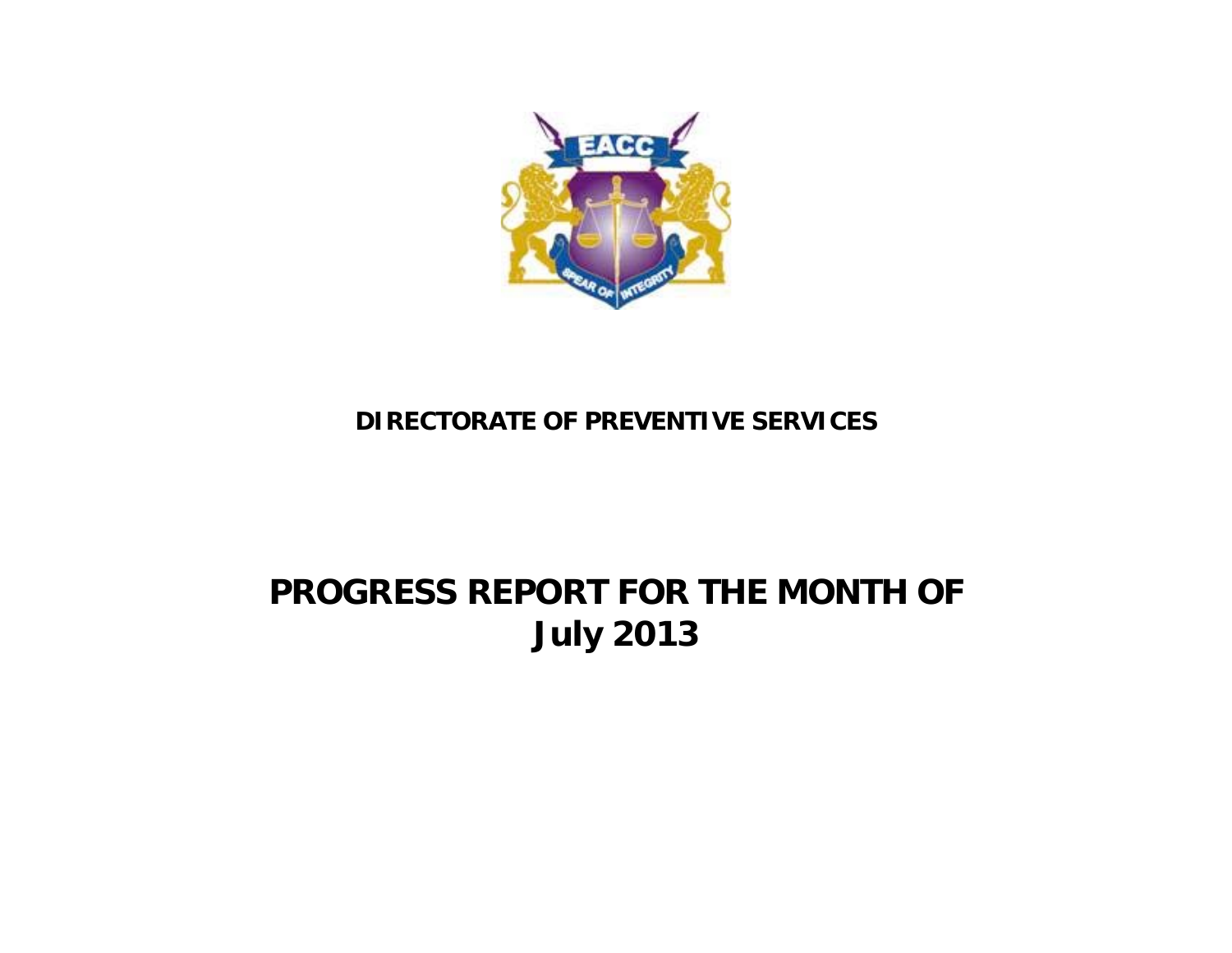**DIRECTORATE OF PREVENTIVE SERVICES**

# PROGRESS REPORT FOR THE MONTH OF July 2013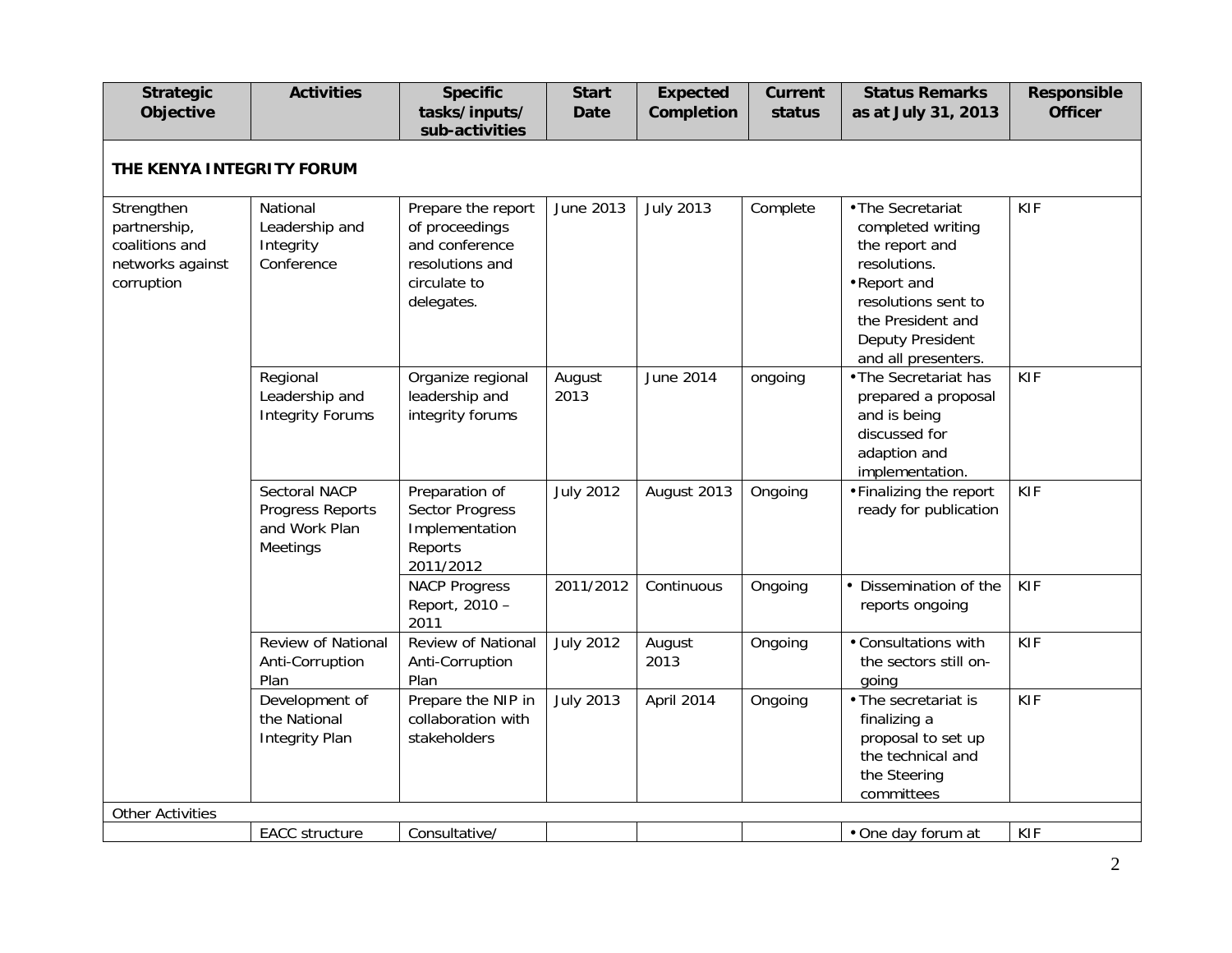| Strategic Objective | Activities | Specific tasks/inputs/ sub-activities | Start Date | Expected Completion | Current status | Status Remarks as at July 31, 2013 | Responsible Officer |
|---|---|---|---|---|---|---|---|
| **THE KENYA INTEGRITY FORUM** | | | | | | | |
| Strengthen partnership, coalitions and networks against corruption | National Leadership and Integrity Conference | Prepare the report of proceedings and conference resolutions and circulate to delegates. | June 2013 | July 2013 | Complete | • The Secretariat completed writing the report and resolutions.<br>• Report and resolutions sent to the President and Deputy President and all presenters. | KIF |
| | Regional Leadership and Integrity Forums | Organize regional leadership and integrity forums | August 2013 | June 2014 | ongoing | • The Secretariat has prepared a proposal and is being discussed for adaption and implementation. | KIF |
| | Sectoral NACP Progress Reports and Work Plan Meetings | Preparation of Sector Progress Implementation Reports 2011/2012 | July 2012 | August 2013 | Ongoing | • Finalizing the report ready for publication | KIF |
| | | NACP Progress Report, 2010 – 2011 | 2011/2012 | Continuous | Ongoing | • Dissemination of the reports ongoing | KIF |
| | Review of National Anti-Corruption Plan | Review of National Anti-Corruption Plan | July 2012 | August 2013 | Ongoing | • Consultations with the sectors still on-going | KIF |
| | Development of the National Integrity Plan | Prepare the NIP in collaboration with stakeholders | July 2013 | April 2014 | Ongoing | • The secretariat is finalizing a proposal to set up the technical and the Steering committees | KIF |
| Other Activities | | | | | | | |
| | EACC structure | Consultative/ | | | | • One day forum at | KIF |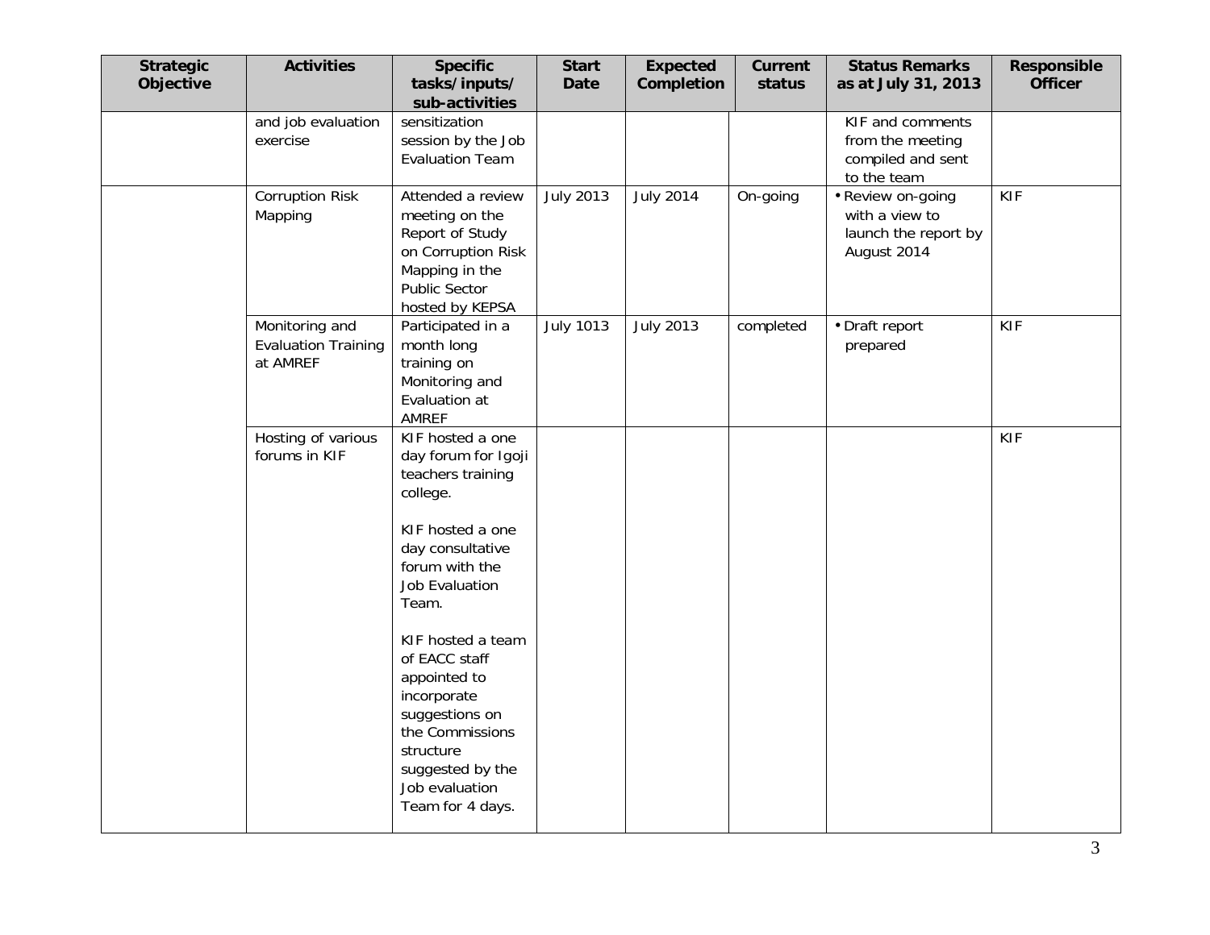| Strategic Objective | Activities | Specific tasks/inputs/ sub-activities | Start Date | Expected Completion | Current status | Status Remarks as at July 31, 2013 | Responsible Officer |
|---|---|---|---|---|---|---|---|
| | and job evaluation exercise | sensitization session by the Job Evaluation Team | | | | KIF and comments from the meeting compiled and sent to the team | |
| | Corruption Risk Mapping | Attended a review meeting on the Report of Study on Corruption Risk Mapping in the Public Sector hosted by KEPSA | July 2013 | July 2014 | On-going | • Review on-going with a view to launch the report by August 2014 | KIF |
| | Monitoring and Evaluation Training at AMREF | Participated in a month long training on Monitoring and Evaluation at AMREF | July 1013 | July 2013 | completed | • Draft report prepared | KIF |
| | Hosting of various forums in KIF | KIF hosted a one day forum for Igoji teachers training college.<br><br>KIF hosted a one day consultative forum with the Job Evaluation Team.<br><br>KIF hosted a team of EACC staff appointed to incorporate suggestions on the Commissions structure suggested by the Job evaluation Team for 4 days. | | | | | KIF |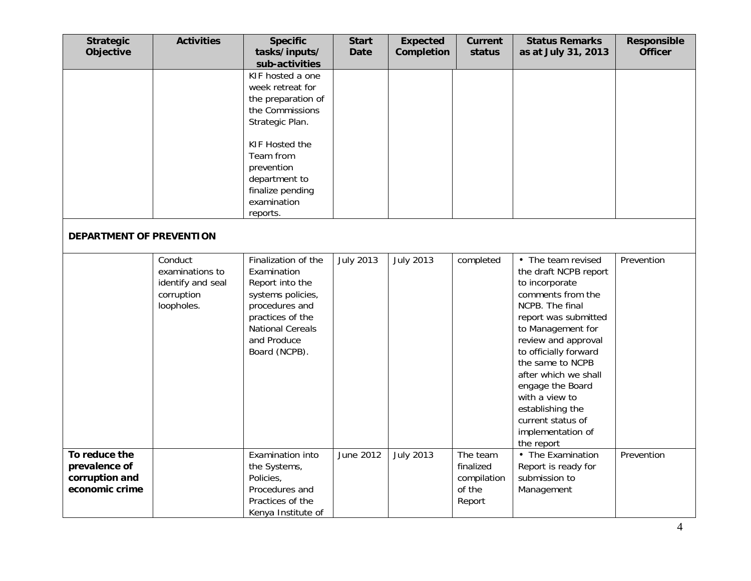| Strategic Objective | Activities | Specific tasks/inputs/ sub-activities | Start Date | Expected Completion | Current status | Status Remarks as at July 31, 2013 | Responsible Officer |
|---|---|---|---|---|---|---|---|
| | | KIF hosted a one week retreat for the preparation of the Commissions Strategic Plan.<br><br>KIF Hosted the Team from prevention department to finalize pending examination reports. | | | | | |
| **DEPARTMENT OF PREVENTION** | | | | | | | |
| | Conduct examinations to identify and seal corruption loopholes. | Finalization of the Examination Report into the systems policies, procedures and practices of the National Cereals and Produce Board (NCPB). | July 2013 | July 2013 | completed | • The team revised the draft NCPB report to incorporate comments from the NCPB. The final report was submitted to Management for review and approval to officially forward the same to NCPB after which we shall engage the Board with a view to establishing the current status of implementation of the report | Prevention |
| **To reduce the prevalence of corruption and economic crime** | | Examination into the Systems, Policies, Procedures and Practices of the Kenya Institute of | June 2012 | July 2013 | The team finalized compilation of the Report | • The Examination Report is ready for submission to Management | Prevention |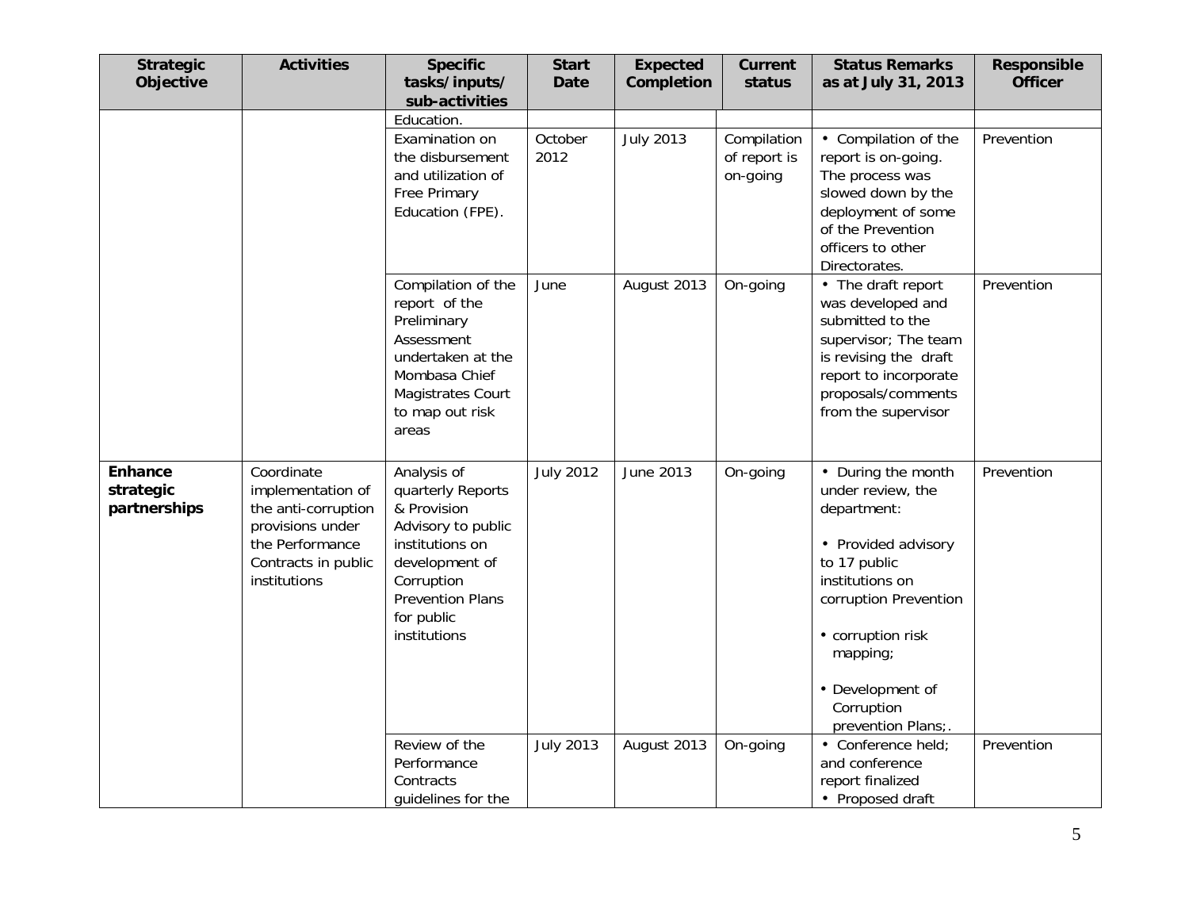| Strategic Objective | Activities | Specific tasks/inputs/ sub-activities | Start Date | Expected Completion | Current status | Status Remarks as at July 31, 2013 | Responsible Officer |
|---|---|---|---|---|---|---|---|
| | | Education. | | | | | |
| | | Examination on the disbursement and utilization of Free Primary Education (FPE). | October 2012 | July 2013 | Compilation of report is on-going | • Compilation of the report is on-going. The process was slowed down by the deployment of some of the Prevention officers to other Directorates. | Prevention |
| | | Compilation of the report of the Preliminary Assessment undertaken at the Mombasa Chief Magistrates Court to map out risk areas | June | August 2013 | On-going | • The draft report was developed and submitted to the supervisor; The team is revising the draft report to incorporate proposals/comments from the supervisor | Prevention |
| **Enhance strategic partnerships** | Coordinate implementation of the anti-corruption provisions under the Performance Contracts in public institutions | Analysis of quarterly Reports & Provision Advisory to public institutions on development of Corruption Prevention Plans for public institutions | July 2012 | June 2013 | On-going | • During the month under review, the department:<br><br>• Provided advisory to 17 public institutions on corruption Prevention<br><br>• corruption risk mapping;<br><br>• Development of Corruption prevention Plans;. | Prevention |
| | | Review of the Performance Contracts guidelines for the | July 2013 | August 2013 | On-going | • Conference held; and conference report finalized<br>• Proposed draft | Prevention |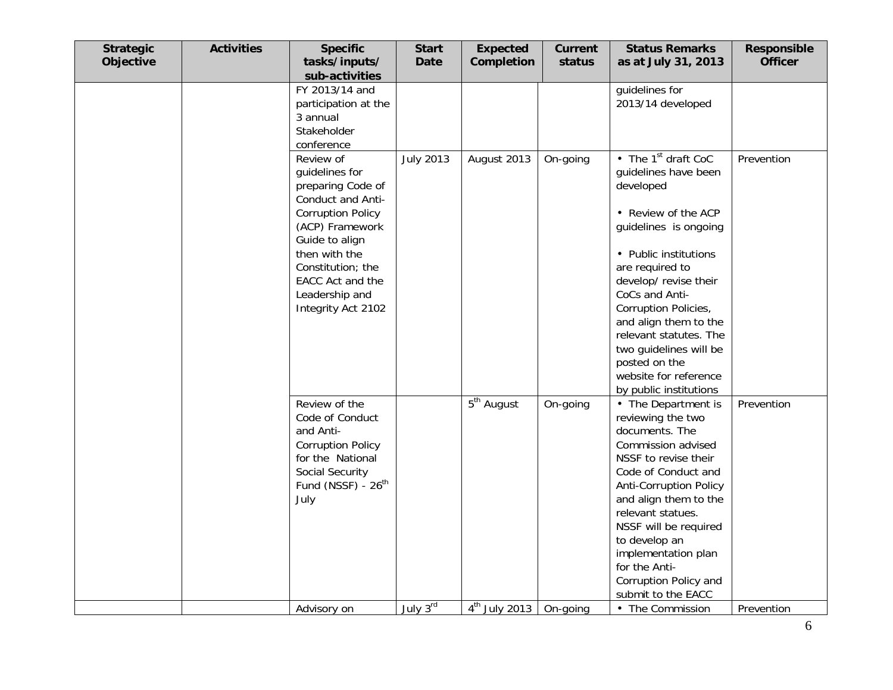| Strategic Objective | Activities | Specific tasks/inputs/ sub-activities | Start Date | Expected Completion | Current status | Status Remarks as at July 31, 2013 | Responsible Officer |
|---|---|---|---|---|---|---|---|
| | | FY 2013/14 and participation at the 3 annual Stakeholder conference | | | | guidelines for 2013/14 developed | |
| | | Review of guidelines for preparing Code of Conduct and Anti-Corruption Policy (ACP) Framework Guide to align then with the Constitution; the EACC Act and the Leadership and Integrity Act 2102 | July 2013 | August 2013 | On-going | • The 1st draft CoC guidelines have been developed<br><br>• Review of the ACP guidelines is ongoing<br><br>• Public institutions are required to develop/ revise their CoCs and Anti-Corruption Policies, and align them to the relevant statutes. The two guidelines will be posted on the website for reference by public institutions | Prevention |
| | | Review of the Code of Conduct and Anti-Corruption Policy for the National Social Security Fund (NSSF) - 26th July | | 5th August | On-going | • The Department is reviewing the two documents. The Commission advised NSSF to revise their Code of Conduct and Anti-Corruption Policy and align them to the relevant statues. NSSF will be required to develop an implementation plan for the Anti-Corruption Policy and submit to the EACC | Prevention |
| | | Advisory on | July 3rd | 4th July 2013 | On-going | • The Commission | Prevention |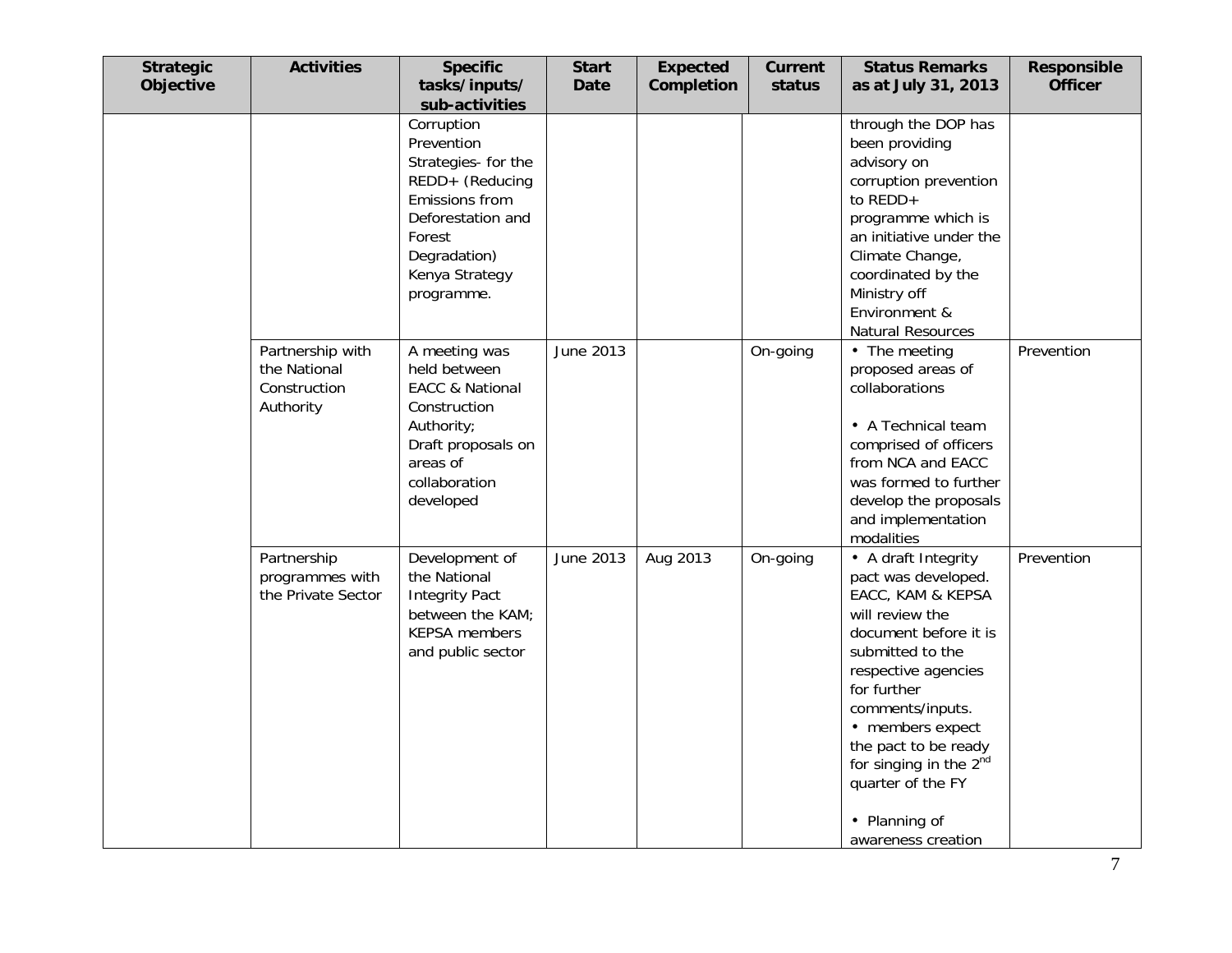| Strategic Objective | Activities | Specific tasks/inputs/ sub-activities | Start Date | Expected Completion | Current status | Status Remarks as at July 31, 2013 | Responsible Officer |
|---|---|---|---|---|---|---|---|
| | | Corruption Prevention Strategies- for the REDD+ (Reducing Emissions from Deforestation and Forest Degradation) Kenya Strategy programme. | | | | through the DOP has been providing advisory on corruption prevention to REDD+ programme which is an initiative under the Climate Change, coordinated by the Ministry off Environment & Natural Resources | |
| | Partnership with the National Construction Authority | A meeting was held between EACC & National Construction Authority; Draft proposals on areas of collaboration developed | June 2013 | | On-going | • The meeting proposed areas of collaborations<br><br>• A Technical team comprised of officers from NCA and EACC was formed to further develop the proposals and implementation modalities | Prevention |
| | Partnership programmes with the Private Sector | Development of the National Integrity Pact between the KAM; KEPSA members and public sector | June 2013 | Aug 2013 | On-going | • A draft Integrity pact was developed. EACC, KAM & KEPSA will review the document before it is submitted to the respective agencies for further comments/inputs.<br>• members expect the pact to be ready for singing in the 2nd quarter of the FY<br><br>• Planning of awareness creation | Prevention |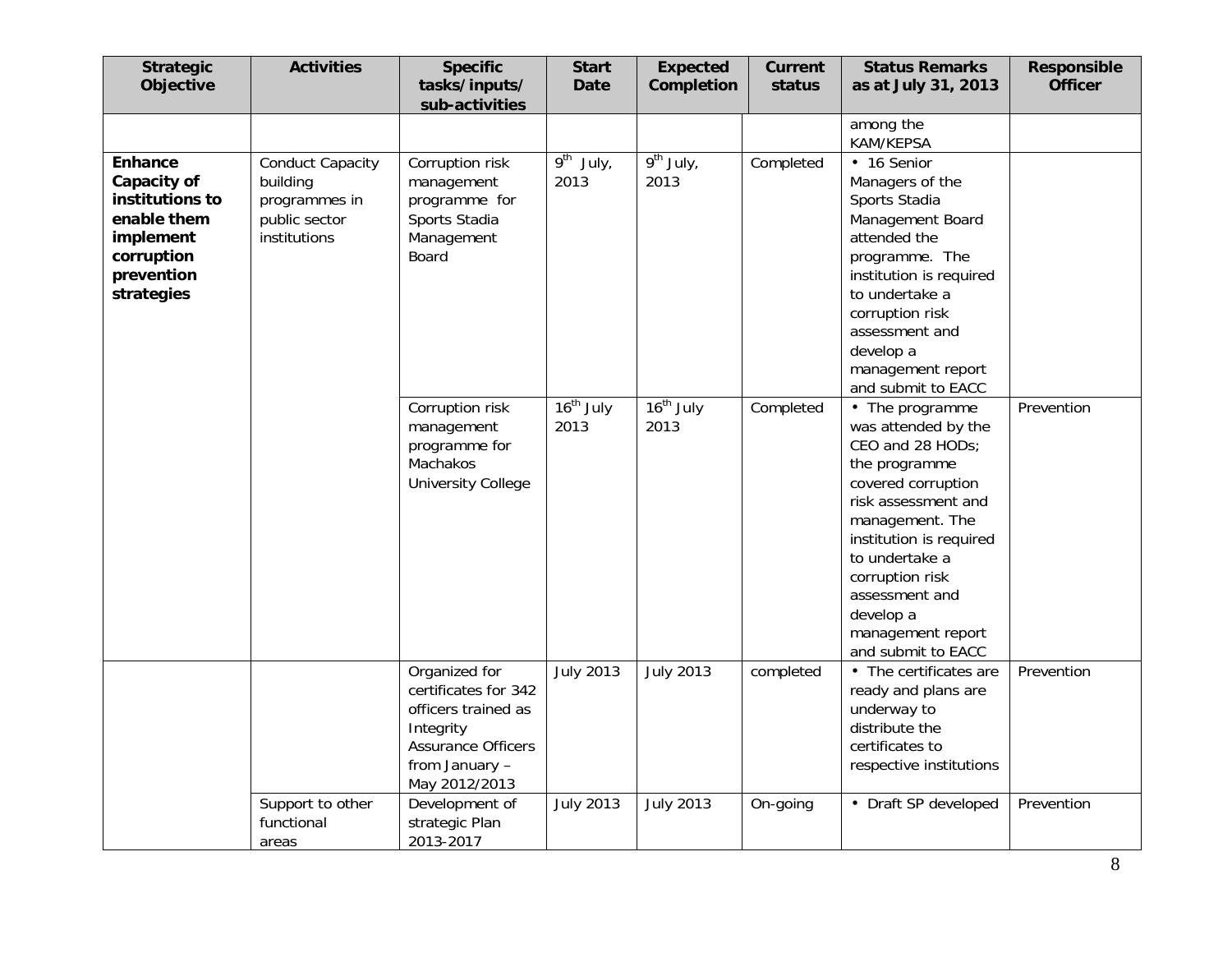| Strategic Objective | Activities | Specific tasks/inputs/ sub-activities | Start Date | Expected Completion | Current status | Status Remarks as at July 31, 2013 | Responsible Officer |
|---|---|---|---|---|---|---|---|
| | | | | | | among the KAM/KEPSA | |
| **Enhance Capacity of institutions to enable them implement corruption prevention strategies** | Conduct Capacity building programmes in public sector institutions | Corruption risk management programme for Sports Stadia Management Board | 9th July, 2013 | 9th July, 2013 | Completed | • 16 Senior Managers of the Sports Stadia Management Board attended the programme. The institution is required to undertake a corruption risk assessment and develop a management report and submit to EACC | |
| | | Corruption risk management programme for Machakos University College | 16th July 2013 | 16th July 2013 | Completed | • The programme was attended by the CEO and 28 HODs; the programme covered corruption risk assessment and management. The institution is required to undertake a corruption risk assessment and develop a management report and submit to EACC | Prevention |
| | | Organized for certificates for 342 officers trained as Integrity Assurance Officers from January – May 2012/2013 | July 2013 | July 2013 | completed | • The certificates are ready and plans are underway to distribute the certificates to respective institutions | Prevention |
| | Support to other functional areas | Development of strategic Plan 2013-2017 | July 2013 | July 2013 | On-going | • Draft SP developed | Prevention |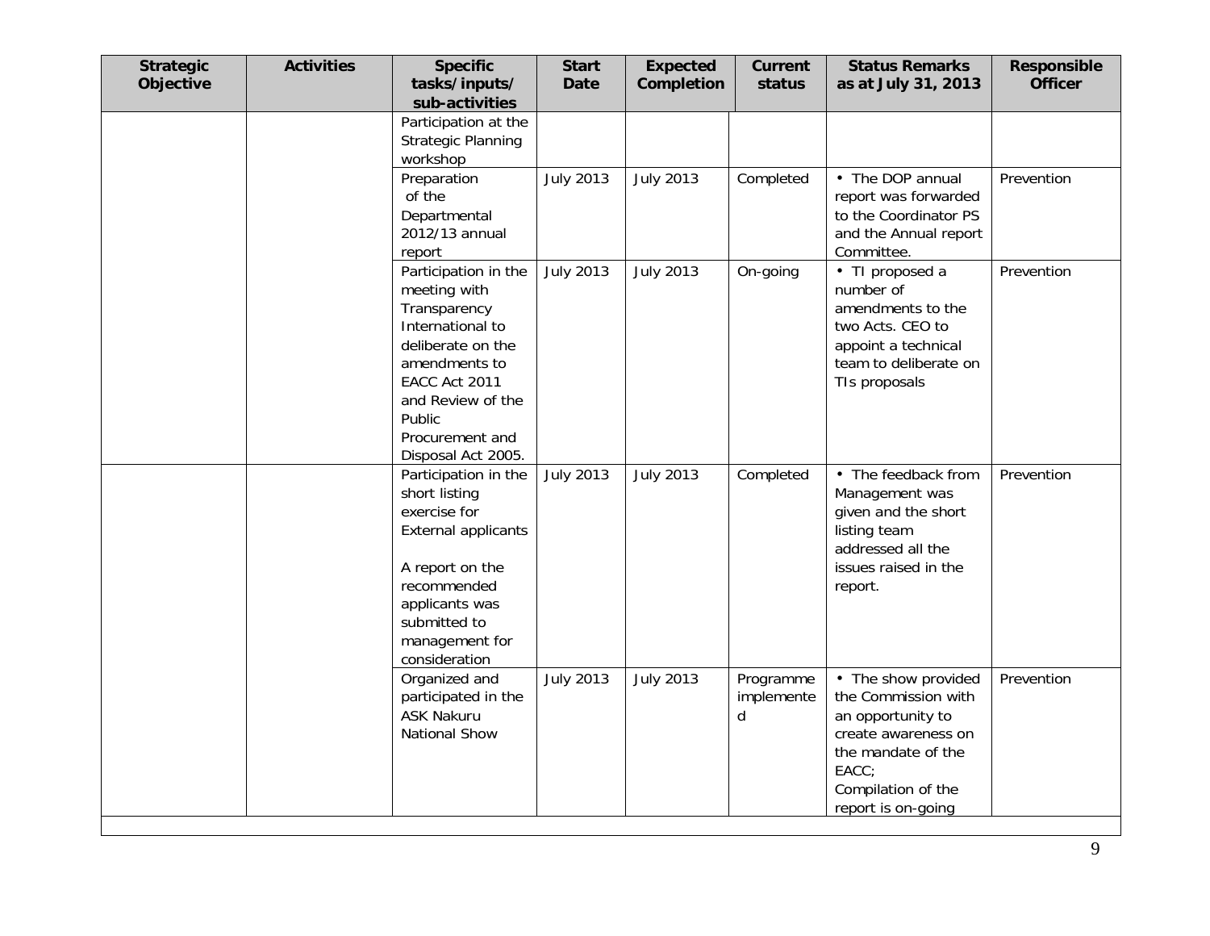| Strategic Objective | Activities | Specific tasks/inputs/ sub-activities | Start Date | Expected Completion | Current status | Status Remarks as at July 31, 2013 | Responsible Officer |
|---|---|---|---|---|---|---|---|
| | | Participation at the Strategic Planning workshop | | | | | |
| | | Preparation of the Departmental 2012/13 annual report | July 2013 | July 2013 | Completed | • The DOP annual report was forwarded to the Coordinator PS and the Annual report Committee. | Prevention |
| | | Participation in the meeting with Transparency International to deliberate on the amendments to EACC Act 2011 and Review of the Public Procurement and Disposal Act 2005. | July 2013 | July 2013 | On-going | • TI proposed a number of amendments to the two Acts. CEO to appoint a technical team to deliberate on TIs proposals | Prevention |
| | | Participation in the short listing exercise for External applicants<br><br>A report on the recommended applicants was submitted to management for consideration | July 2013 | July 2013 | Completed | • The feedback from Management was given and the short listing team addressed all the issues raised in the report. | Prevention |
| | | Organized and participated in the ASK Nakuru National Show | July 2013 | July 2013 | Programme implemented | • The show provided the Commission with an opportunity to create awareness on the mandate of the EACC;<br>Compilation of the report is on-going | Prevention |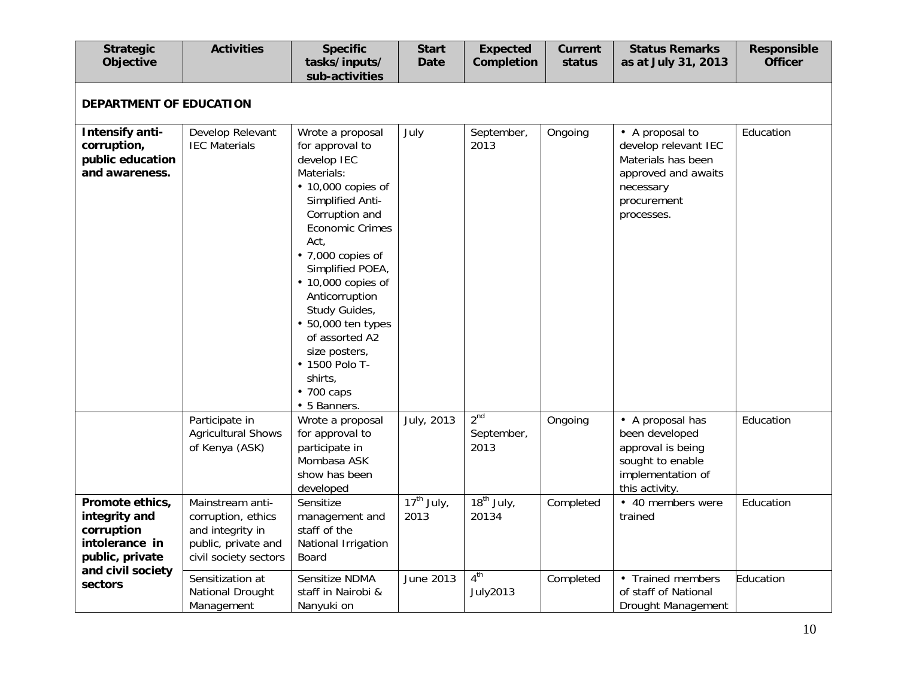| Strategic Objective | Activities | Specific tasks/inputs/ sub-activities | Start Date | Expected Completion | Current status | Status Remarks as at July 31, 2013 | Responsible Officer |
|---|---|---|---|---|---|---|---|
| **DEPARTMENT OF EDUCATION** | | | | | | | |
| **Intensify anti-corruption, public education and awareness.** | Develop Relevant IEC Materials | Wrote a proposal for approval to develop IEC Materials:<br>• 10,000 copies of Simplified Anti-Corruption and Economic Crimes Act,<br>• 7,000 copies of Simplified POEA,<br>• 10,000 copies of Anticorruption Study Guides,<br>• 50,000 ten types of assorted A2 size posters,<br>• 1500 Polo T-shirts,<br>• 700 caps<br>• 5 Banners. | July | September, 2013 | Ongoing | • A proposal to develop relevant IEC Materials has been approved and awaits necessary procurement processes. | Education |
| | Participate in Agricultural Shows of Kenya (ASK) | Wrote a proposal for approval to participate in Mombasa ASK show has been developed | July, 2013 | 2nd September, 2013 | Ongoing | • A proposal has been developed approval is being sought to enable implementation of this activity. | Education |
| **Promote ethics, integrity and corruption intolerance in public, private and civil society sectors** | Mainstream anti-corruption, ethics and integrity in public, private and civil society sectors | Sensitize management and staff of the National Irrigation Board | 17th July, 2013 | 18th July, 20134 | Completed | • 40 members were trained | Education |
| | Sensitization at National Drought Management | Sensitize NDMA staff in Nairobi & Nanyuki on | June 2013 | 4th July2013 | Completed | • Trained members of staff of National Drought Management | Education |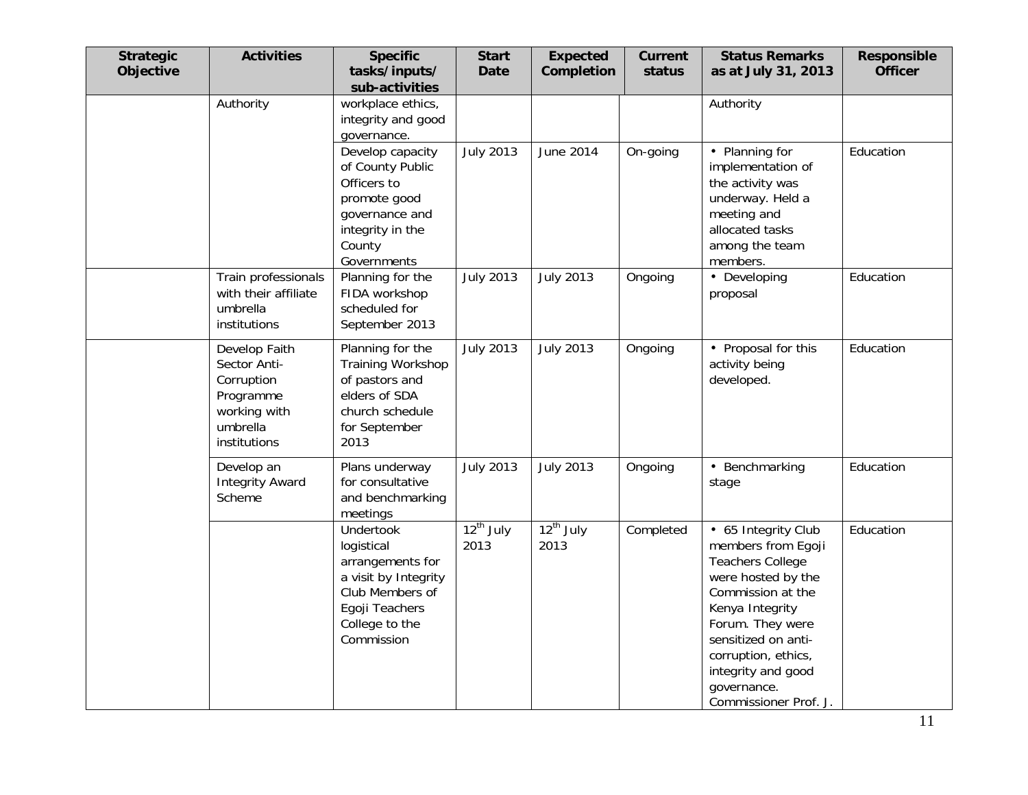| Strategic Objective | Activities | Specific tasks/inputs/ sub-activities | Start Date | Expected Completion | Current status | Status Remarks as at July 31, 2013 | Responsible Officer |
|---|---|---|---|---|---|---|---|
| | Authority | workplace ethics, integrity and good governance. | | | | Authority | |
| | | Develop capacity of County Public Officers to promote good governance and integrity in the County Governments | July 2013 | June 2014 | On-going | • Planning for implementation of the activity was underway. Held a meeting and allocated tasks among the team members. | Education |
| | Train professionals with their affiliate umbrella institutions | Planning for the FIDA workshop scheduled for September 2013 | July 2013 | July 2013 | Ongoing | • Developing proposal | Education |
| | Develop Faith Sector Anti-Corruption Programme working with umbrella institutions | Planning for the Training Workshop of pastors and elders of SDA church schedule for September 2013 | July 2013 | July 2013 | Ongoing | • Proposal for this activity being developed. | Education |
| | Develop an Integrity Award Scheme | Plans underway for consultative and benchmarking meetings | July 2013 | July 2013 | Ongoing | • Benchmarking stage | Education |
| | | Undertook logistical arrangements for a visit by Integrity Club Members of Egoji Teachers College to the Commission | 12th July 2013 | 12th July 2013 | Completed | • 65 Integrity Club members from Egoji Teachers College were hosted by the Commission at the Kenya Integrity Forum. They were sensitized on anti-corruption, ethics, integrity and good governance. Commissioner Prof. J. | Education |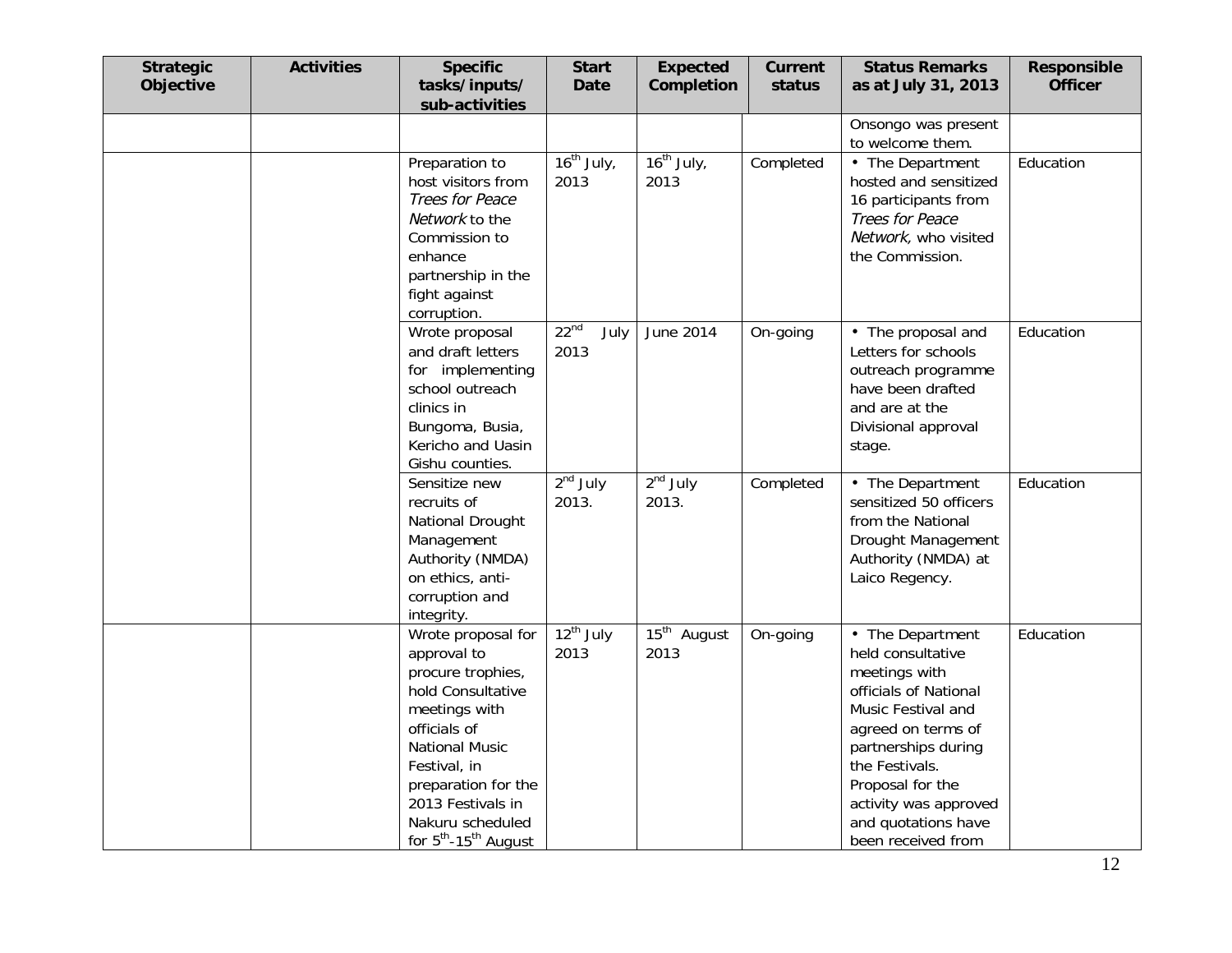| Strategic Objective | Activities | Specific tasks/inputs/ sub-activities | Start Date | Expected Completion | Current status | Status Remarks as at July 31, 2013 | Responsible Officer |
|---|---|---|---|---|---|---|---|
| | | | | | | Onsongo was present to welcome them. | |
| | | Preparation to host visitors from *Trees for Peace Network* to the Commission to enhance partnership in the fight against corruption. | 16th July, 2013 | 16th July, 2013 | Completed | • The Department hosted and sensitized 16 participants from *Trees for Peace Network*, who visited the Commission. | Education |
| | | Wrote proposal and draft letters for implementing school outreach clinics in Bungoma, Busia, Kericho and Uasin Gishu counties. | 22nd July 2013 | June 2014 | On-going | • The proposal and Letters for schools outreach programme have been drafted and are at the Divisional approval stage. | Education |
| | | Sensitize new recruits of National Drought Management Authority (NMDA) on ethics, anti-corruption and integrity. | 2nd July 2013. | 2nd July 2013. | Completed | • The Department sensitized 50 officers from the National Drought Management Authority (NMDA) at Laico Regency. | Education |
| | | Wrote proposal for approval to procure trophies, hold Consultative meetings with officials of National Music Festival, in preparation for the 2013 Festivals in Nakuru scheduled for 5th-15th August | 12th July 2013 | 15th August 2013 | On-going | • The Department held consultative meetings with officials of National Music Festival and agreed on terms of partnerships during the Festivals. Proposal for the activity was approved and quotations have been received from | Education |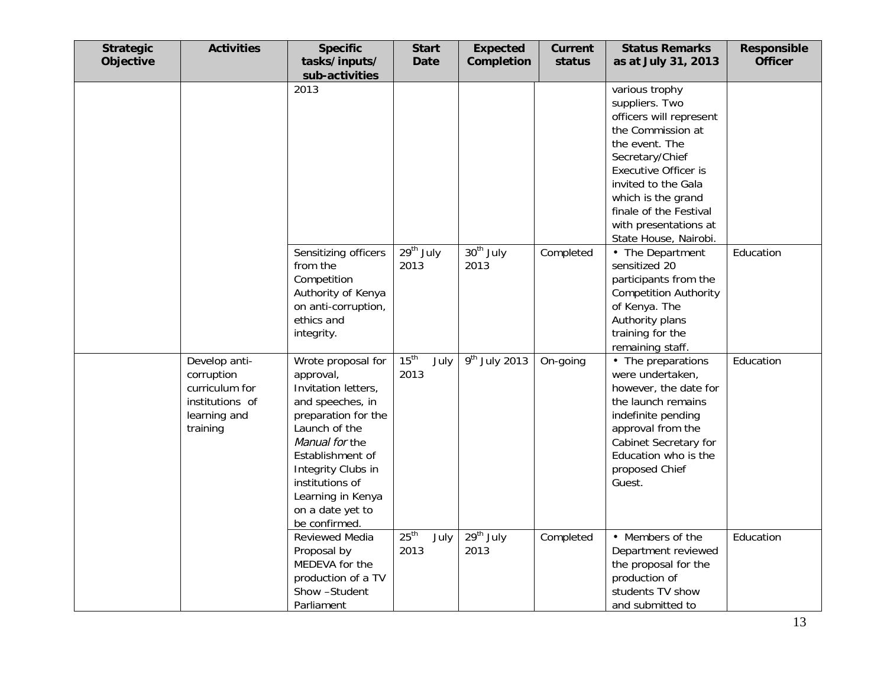| Strategic Objective | Activities | Specific tasks/inputs/ sub-activities | Start Date | Expected Completion | Current status | Status Remarks as at July 31, 2013 | Responsible Officer |
|---|---|---|---|---|---|---|---|
| | | 2013 | | | | various trophy suppliers. Two officers will represent the Commission at the event. The Secretary/Chief Executive Officer is invited to the Gala which is the grand finale of the Festival with presentations at State House, Nairobi. | |
| | | Sensitizing officers from the Competition Authority of Kenya on anti-corruption, ethics and integrity. | 29th July 2013 | 30th July 2013 | Completed | • The Department sensitized 20 participants from the Competition Authority of Kenya. The Authority plans training for the remaining staff. | Education |
| | Develop anti-corruption curriculum for institutions of learning and training | Wrote proposal for approval, Invitation letters, and speeches, in preparation for the Launch of the *Manual for* the Establishment of Integrity Clubs in institutions of Learning in Kenya on a date yet to be confirmed. | 15th July 2013 | 9th July 2013 | On-going | • The preparations were undertaken, however, the date for the launch remains indefinite pending approval from the Cabinet Secretary for Education who is the proposed Chief Guest. | Education |
| | | Reviewed Media Proposal by MEDEVA for the production of a TV Show –Student Parliament | 25th July 2013 | 29th July 2013 | Completed | • Members of the Department reviewed the proposal for the production of students TV show and submitted to | Education |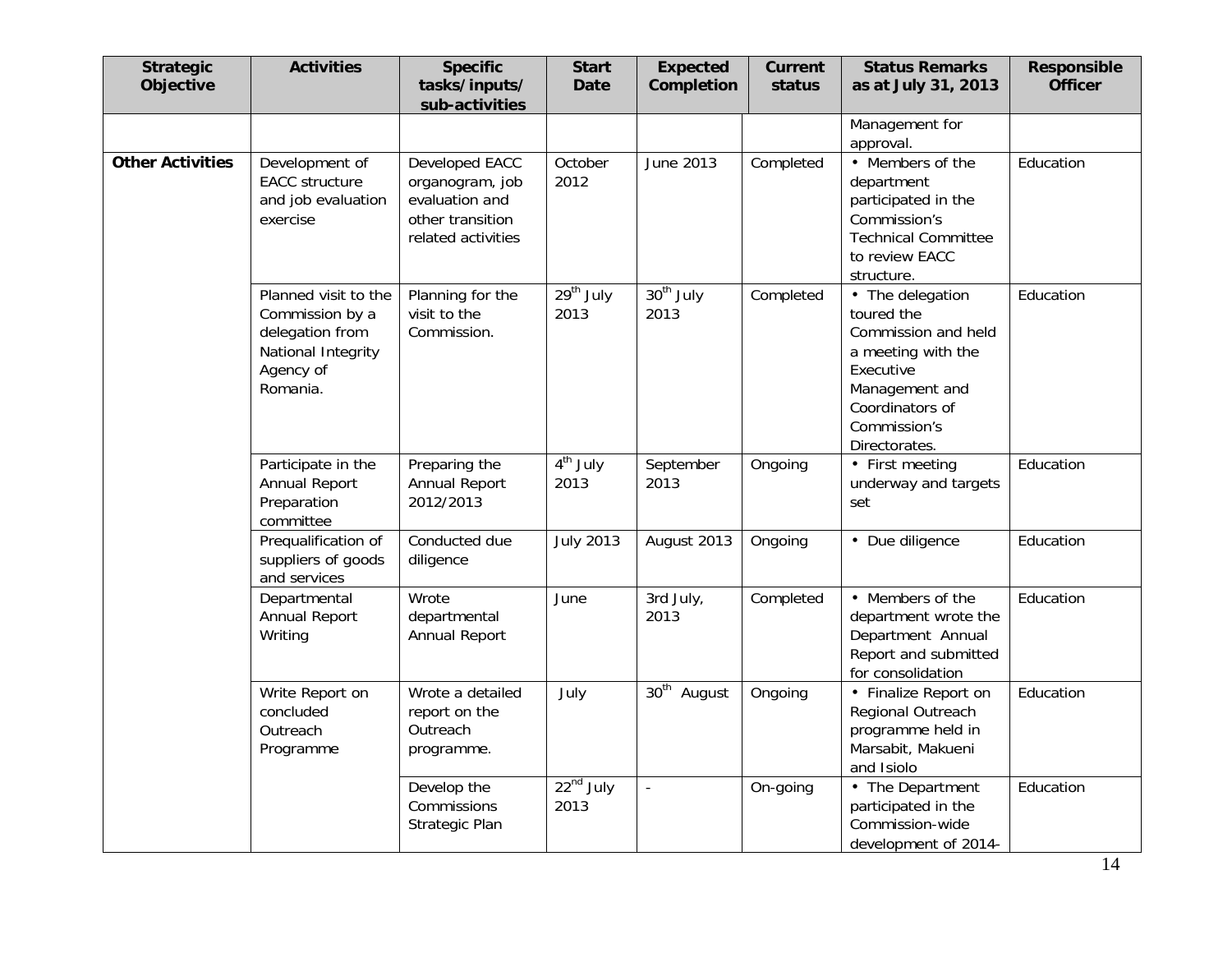| Strategic Objective | Activities | Specific tasks/inputs/ sub-activities | Start Date | Expected Completion | Current status | Status Remarks as at July 31, 2013 | Responsible Officer |
|---|---|---|---|---|---|---|---|
| | | | | | | Management for approval. | |
| **Other Activities** | Development of EACC structure and job evaluation exercise | Developed EACC organogram, job evaluation and other transition related activities | October 2012 | June 2013 | Completed | • Members of the department participated in the Commission's Technical Committee to review EACC structure. | Education |
| | Planned visit to the Commission by a delegation from National Integrity Agency of Romania. | Planning for the visit to the Commission. | 29th July 2013 | 30th July 2013 | Completed | • The delegation toured the Commission and held a meeting with the Executive Management and Coordinators of Commission's Directorates. | Education |
| | Participate in the Annual Report Preparation committee | Preparing the Annual Report 2012/2013 | 4th July 2013 | September 2013 | Ongoing | • First meeting underway and targets set | Education |
| | Prequalification of suppliers of goods and services | Conducted due diligence | July 2013 | August 2013 | Ongoing | • Due diligence | Education |
| | Departmental Annual Report Writing | Wrote departmental Annual Report | June | 3rd July, 2013 | Completed | • Members of the department wrote the Department Annual Report and submitted for consolidation | Education |
| | Write Report on concluded Outreach Programme | Wrote a detailed report on the Outreach programme. | July | 30th August | Ongoing | • Finalize Report on Regional Outreach programme held in Marsabit, Makueni and Isiolo | Education |
| | | Develop the Commissions Strategic Plan | 22nd July 2013 | - | On-going | • The Department participated in the Commission-wide development of 2014- | Education |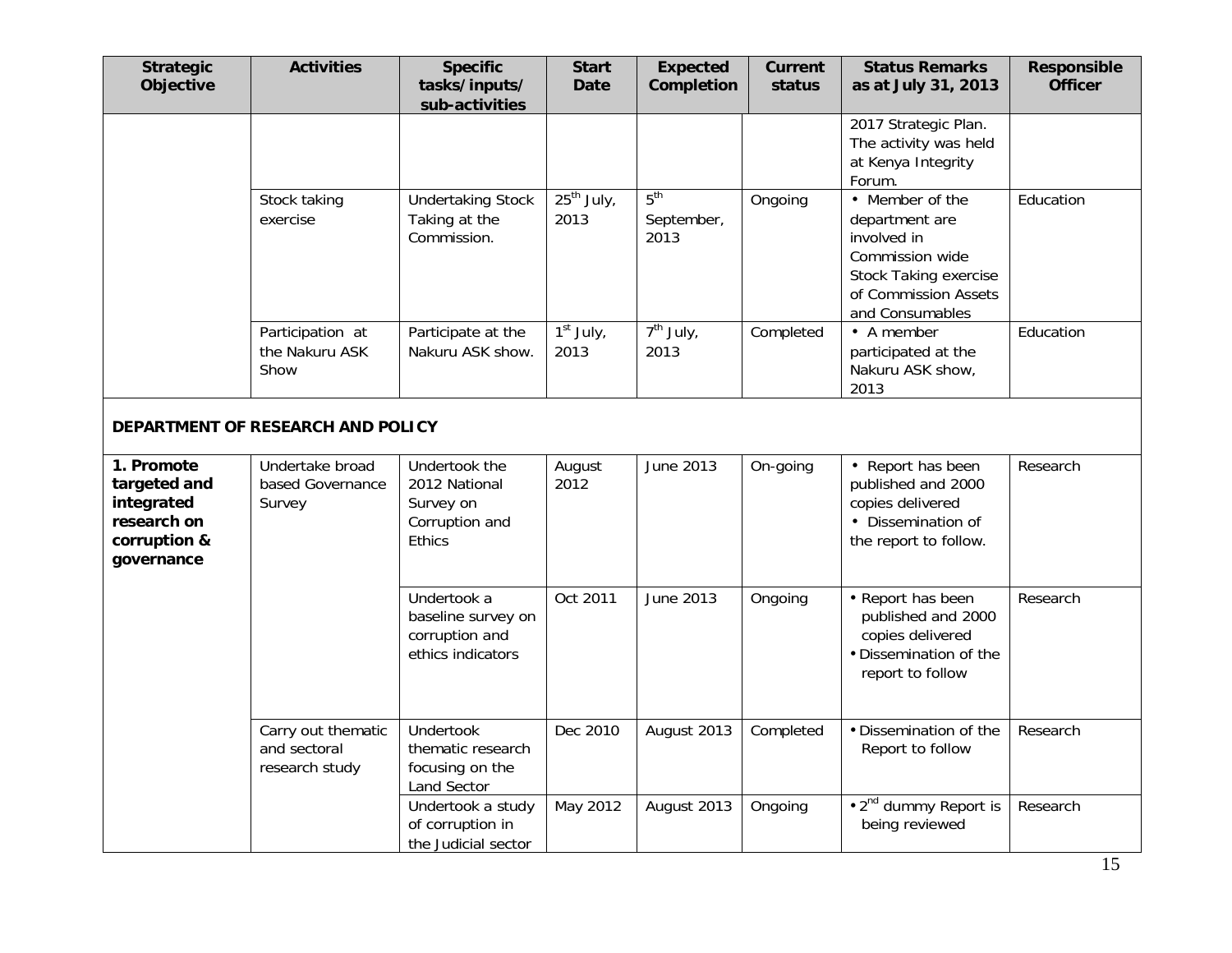| Strategic Objective | Activities | Specific tasks/inputs/ sub-activities | Start Date | Expected Completion | Current status | Status Remarks as at July 31, 2013 | Responsible Officer |
|---|---|---|---|---|---|---|---|
| | | | | | | 2017 Strategic Plan. The activity was held at Kenya Integrity Forum. | |
| | Stock taking exercise | Undertaking Stock Taking at the Commission. | 25th July, 2013 | 5th September, 2013 | Ongoing | • Member of the department are involved in Commission wide Stock Taking exercise of Commission Assets and Consumables | Education |
| | Participation at the Nakuru ASK Show | Participate at the Nakuru ASK show. | 1st July, 2013 | 7th July, 2013 | Completed | • A member participated at the Nakuru ASK show, 2013 | Education |
| **DEPARTMENT OF RESEARCH AND POLICY** | | | | | | | |
| **1. Promote targeted and integrated research on corruption & governance** | Undertake broad based Governance Survey | Undertook the 2012 National Survey on Corruption and Ethics | August 2012 | June 2013 | On-going | • Report has been published and 2000 copies delivered • Dissemination of the report to follow. | Research |
| | | Undertook a baseline survey on corruption and ethics indicators | Oct 2011 | June 2013 | Ongoing | • Report has been published and 2000 copies delivered • Dissemination of the report to follow | Research |
| | Carry out thematic and sectoral research study | Undertook thematic research focusing on the Land Sector | Dec 2010 | August 2013 | Completed | • Dissemination of the Report to follow | Research |
| | | Undertook a study of corruption in the Judicial sector | May 2012 | August 2013 | Ongoing | • 2nd dummy Report is being reviewed | Research |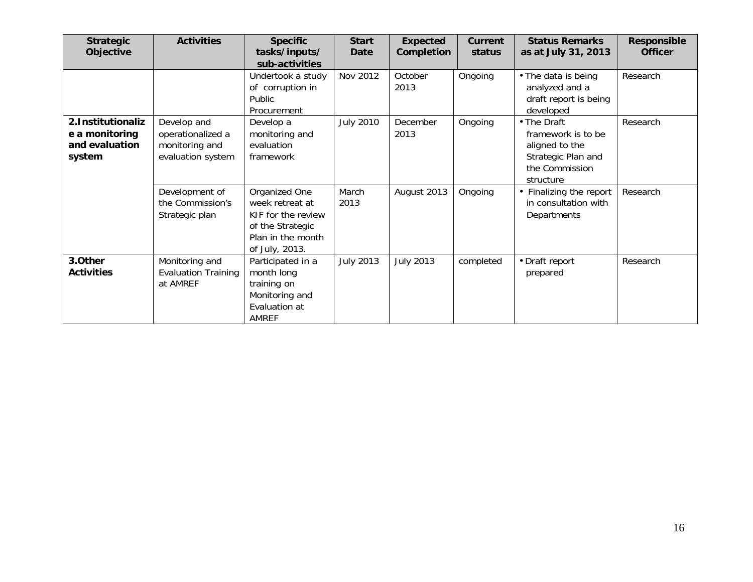| Strategic Objective | Activities | Specific tasks/inputs/ sub-activities | Start Date | Expected Completion | Current status | Status Remarks as at July 31, 2013 | Responsible Officer |
|---|---|---|---|---|---|---|---|
| | | Undertook a study of corruption in Public Procurement | Nov 2012 | October 2013 | Ongoing | • The data is being analyzed and a draft report is being developed | Research |
| **2.Institutionalize a monitoring and evaluation system** | Develop and operationalized a monitoring and evaluation system | Develop a monitoring and evaluation framework | July 2010 | December 2013 | Ongoing | • The Draft framework is to be aligned to the Strategic Plan and the Commission structure | Research |
| | Development of the Commission's Strategic plan | Organized One week retreat at KIF for the review of the Strategic Plan in the month of July, 2013. | March 2013 | August 2013 | Ongoing | • Finalizing the report in consultation with Departments | Research |
| **3.Other Activities** | Monitoring and Evaluation Training at AMREF | Participated in a month long training on Monitoring and Evaluation at AMREF | July 2013 | July 2013 | completed | • Draft report prepared | Research |